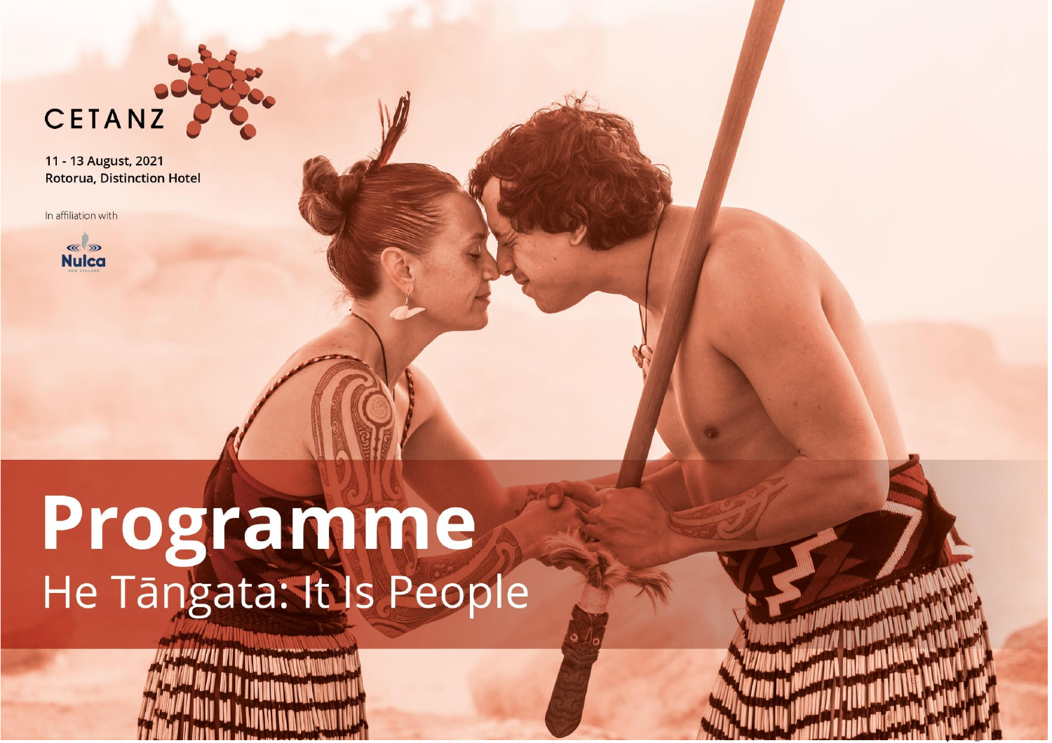CETANZ

11 - 13 August, 2021
Rotorua, Distinction Hotel

In affiliation with

Nulca

# Programme

## He Tāngata: It Is People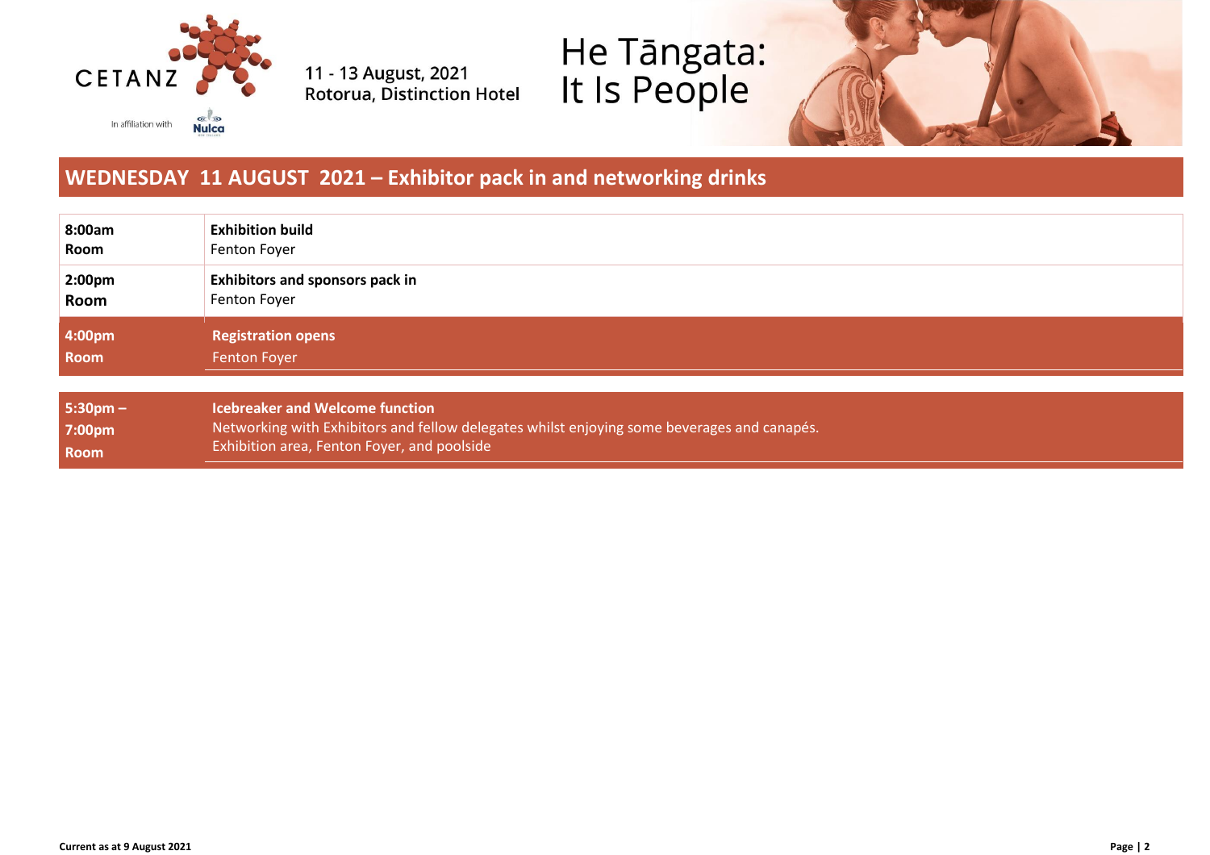CETANZ

In affiliation with Nulca

11 - 13 August, 2021
Rotorua, Distinction Hotel

He Tāngata:
It Is People

## WEDNESDAY 11 AUGUST 2021 – Exhibitor pack in and networking drinks

| | |
|---|---|
| **8:00am**<br>**Room** | **Exhibition build**<br>Fenton Foyer |
| **2:00pm**<br>**Room** | **Exhibitors and sponsors pack in**<br>Fenton Foyer |
| **4:00pm**<br>**Room** | **Registration opens**<br>Fenton Foyer |

| | |
|---|---|
| **5:30pm – 7:00pm**<br>**Room** | **Icebreaker and Welcome function**<br>Networking with Exhibitors and fellow delegates whilst enjoying some beverages and canapés.<br>Exhibition area, Fenton Foyer, and poolside |

**Current as at 9 August 2021**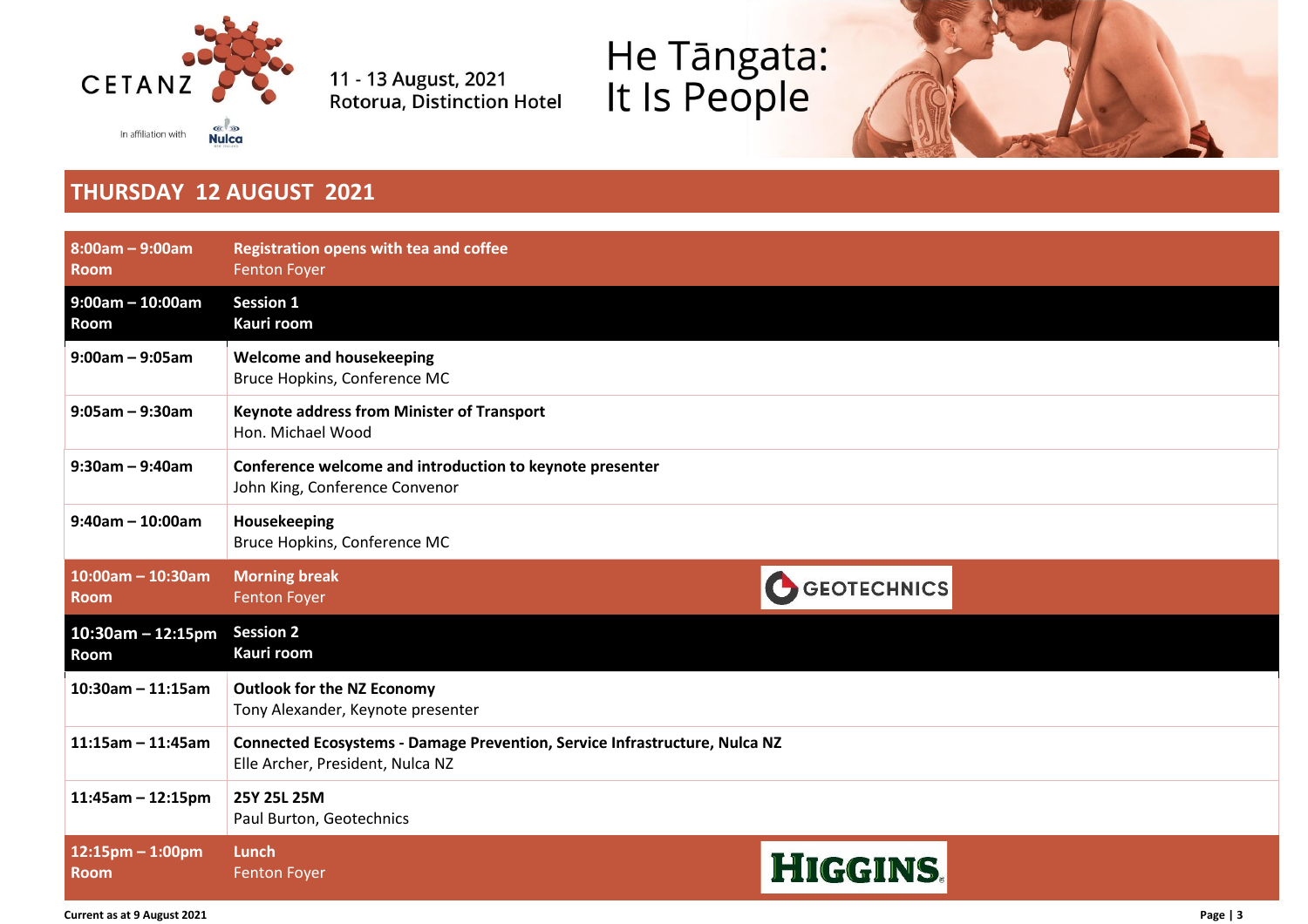CETANZ

In affiliation with Nulca

11 - 13 August, 2021
Rotorua, Distinction Hotel

He Tāngata:
It Is People

## THURSDAY 12 AUGUST 2021

| | |
|---|---|
| **8:00am – 9:00am**<br>**Room** | **Registration opens with tea and coffee**<br>Fenton Foyer |
| **9:00am – 10:00am**<br>**Room** | **Session 1**<br>**Kauri room** |
| **9:00am – 9:05am** | **Welcome and housekeeping**<br>Bruce Hopkins, Conference MC |
| **9:05am – 9:30am** | **Keynote address from Minister of Transport**<br>Hon. Michael Wood |
| **9:30am – 9:40am** | **Conference welcome and introduction to keynote presenter**<br>John King, Conference Convenor |
| **9:40am – 10:00am** | **Housekeeping**<br>Bruce Hopkins, Conference MC |
| **10:00am – 10:30am**<br>**Room** | **Morning break**<br>Fenton Foyer<br>GEOTECHNICS |
| **10:30am – 12:15pm**<br>**Room** | **Session 2**<br>**Kauri room** |
| **10:30am – 11:15am** | **Outlook for the NZ Economy**<br>Tony Alexander, Keynote presenter |
| **11:15am – 11:45am** | **Connected Ecosystems - Damage Prevention, Service Infrastructure, Nulca NZ**<br>Elle Archer, President, Nulca NZ |
| **11:45am – 12:15pm** | **25Y 25L 25M**<br>Paul Burton, Geotechnics |
| **12:15pm – 1:00pm**<br>**Room** | **Lunch**<br>Fenton Foyer<br>HIGGINS |

**Current as at 9 August 2021**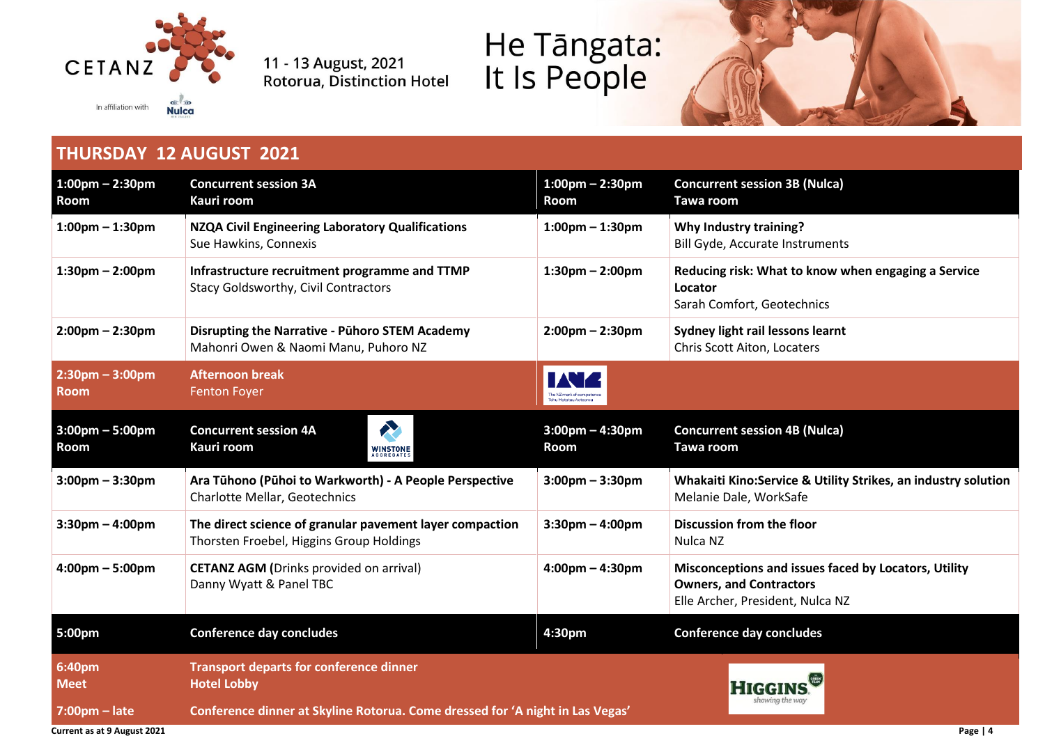11 - 13 August, 2021
Rotorua, Distinction Hotel

# He Tāngata: It Is People

## THURSDAY 12 AUGUST 2021

| 1:00pm – 2:30pm Room | Concurrent session 3A Kauri room | 1:00pm – 2:30pm Room | Concurrent session 3B (Nulca) Tawa room |
|---|---|---|---|
| 1:00pm – 1:30pm | **NZQA Civil Engineering Laboratory Qualifications** Sue Hawkins, Connexis | 1:00pm – 1:30pm | **Why Industry training?** Bill Gyde, Accurate Instruments |
| 1:30pm – 2:00pm | **Infrastructure recruitment programme and TTMP** Stacy Goldsworthy, Civil Contractors | 1:30pm – 2:00pm | **Reducing risk: What to know when engaging a Service Locator** Sarah Comfort, Geotechnics |
| 2:00pm – 2:30pm | **Disrupting the Narrative - Pūhoro STEM Academy** Mahonri Owen & Naomi Manu, Puhoro NZ | 2:00pm – 2:30pm | **Sydney light rail lessons learnt** Chris Scott Aiton, Locaters |
| **2:30pm – 3:00pm Room** | **Afternoon break** Fenton Foyer | | |
| **3:00pm – 5:00pm Room** | **Concurrent session 4A Kauri room** | **3:00pm – 4:30pm Room** | **Concurrent session 4B (Nulca) Tawa room** |
| 3:00pm – 3:30pm | **Ara Tūhono (Pūhoi to Warkworth) - A People Perspective** Charlotte Mellar, Geotechnics | 3:00pm – 3:30pm | **Whakaiti Kino:Service & Utility Strikes, an industry solution** Melanie Dale, WorkSafe |
| 3:30pm – 4:00pm | **The direct science of granular pavement layer compaction** Thorsten Froebel, Higgins Group Holdings | 3:30pm – 4:00pm | **Discussion from the floor** Nulca NZ |
| 4:00pm – 5:00pm | **CETANZ AGM** (Drinks provided on arrival) Danny Wyatt & Panel TBC | 4:00pm – 4:30pm | **Misconceptions and issues faced by Locators, Utility Owners, and Contractors** Elle Archer, President, Nulca NZ |
| **5:00pm** | **Conference day concludes** | **4:30pm** | **Conference day concludes** |
| **6:40pm Meet** | **Transport departs for conference dinner Hotel Lobby** | | |
| **7:00pm – late** | **Conference dinner at Skyline Rotorua. Come dressed for 'A night in Las Vegas'** | | |

Current as at 9 August 2021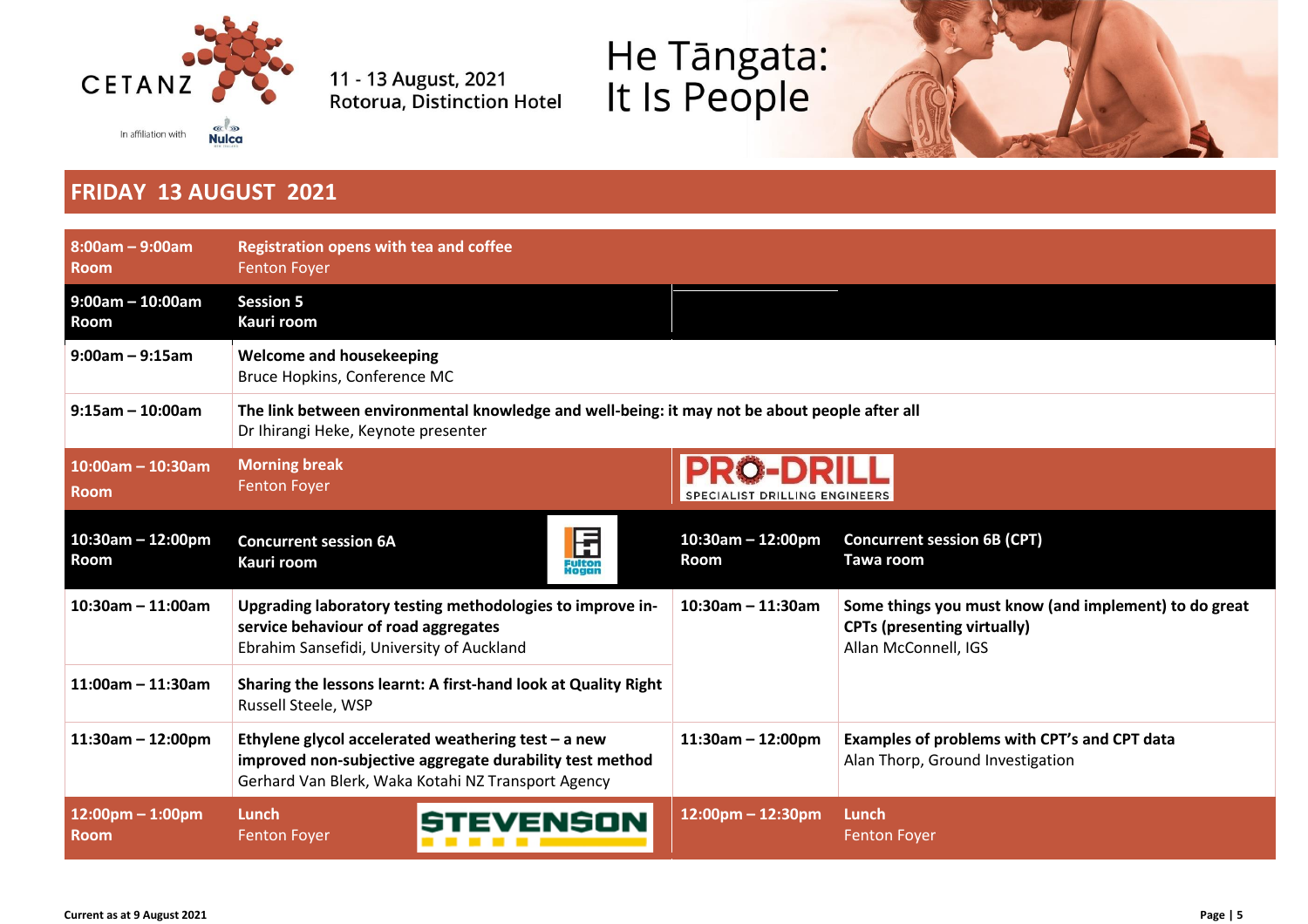## FRIDAY 13 AUGUST 2021

| | | | |
|---|---|---|---|
| **8:00am – 9:00am** **Room** | **Registration opens with tea and coffee** Fenton Foyer | | |
| **9:00am – 10:00am** **Room** | **Session 5** **Kauri room** | | |
| **9:00am – 9:15am** | **Welcome and housekeeping** Bruce Hopkins, Conference MC | | |
| **9:15am – 10:00am** | **The link between environmental knowledge and well-being: it may not be about people after all** Dr Ihirangi Heke, Keynote presenter | | |
| **10:00am – 10:30am** **Room** | **Morning break** Fenton Foyer | PRO-DRILL SPECIALIST DRILLING ENGINEERS | |
| **10:30am – 12:00pm** **Room** | **Concurrent session 6A** **Kauri room** (Fulton Hogan) | **10:30am – 12:00pm** **Room** | **Concurrent session 6B (CPT)** **Tawa room** |
| **10:30am – 11:00am** | **Upgrading laboratory testing methodologies to improve in-service behaviour of road aggregates** Ebrahim Sansefidi, University of Auckland | **10:30am – 11:30am** | **Some things you must know (and implement) to do great CPTs (presenting virtually)** Allan McConnell, IGS |
| **11:00am – 11:30am** | **Sharing the lessons learnt: A first-hand look at Quality Right** Russell Steele, WSP | | |
| **11:30am – 12:00pm** | **Ethylene glycol accelerated weathering test – a new improved non-subjective aggregate durability test method** Gerhard Van Blerk, Waka Kotahi NZ Transport Agency | **11:30am – 12:00pm** | **Examples of problems with CPT's and CPT data** Alan Thorp, Ground Investigation |
| **12:00pm – 1:00pm** **Room** | **Lunch** Fenton Foyer (STEVENSON) | **12:00pm – 12:30pm** | **Lunch** Fenton Foyer |

Current as at 9 August 2021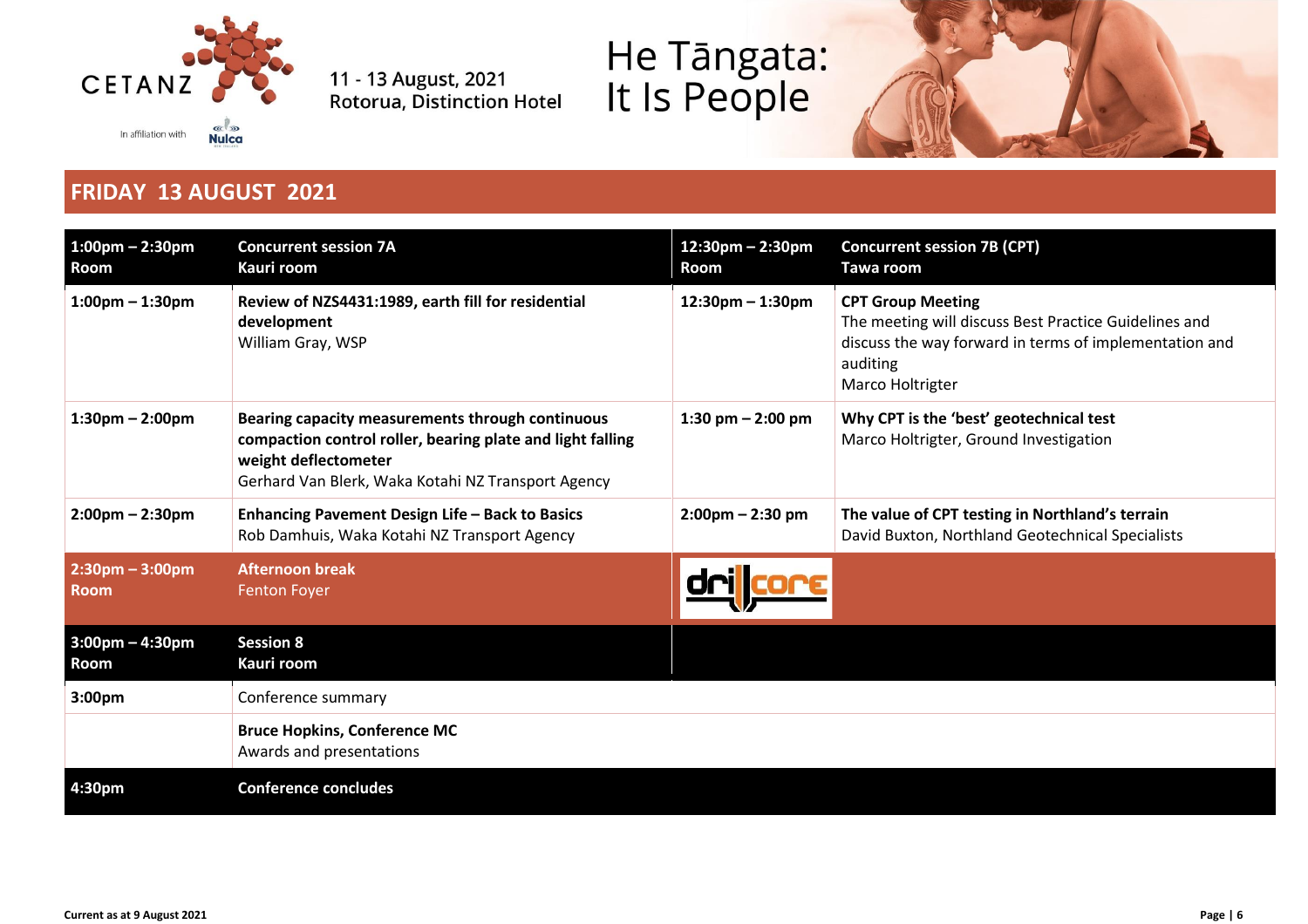CETANZ

In affiliation with Nulca

11 - 13 August, 2021
Rotorua, Distinction Hotel

He Tāngata:
It Is People

## FRIDAY 13 AUGUST 2021

| 1:00pm – 2:30pm Room | Concurrent session 7A Kauri room | 12:30pm – 2:30pm Room | Concurrent session 7B (CPT) Tawa room |
|---|---|---|---|
| 1:00pm – 1:30pm | **Review of NZS4431:1989, earth fill for residential development** William Gray, WSP | 12:30pm – 1:30pm | **CPT Group Meeting** The meeting will discuss Best Practice Guidelines and discuss the way forward in terms of implementation and auditing Marco Holtrigter |
| 1:30pm – 2:00pm | **Bearing capacity measurements through continuous compaction control roller, bearing plate and light falling weight deflectometer** Gerhard Van Blerk, Waka Kotahi NZ Transport Agency | 1:30 pm – 2:00 pm | **Why CPT is the 'best' geotechnical test** Marco Holtrigter, Ground Investigation |
| 2:00pm – 2:30pm | **Enhancing Pavement Design Life – Back to Basics** Rob Damhuis, Waka Kotahi NZ Transport Agency | 2:00pm – 2:30 pm | **The value of CPT testing in Northland's terrain** David Buxton, Northland Geotechnical Specialists |
| **2:30pm – 3:00pm Room** | **Afternoon break** Fenton Foyer | drillcore | |
| **3:00pm – 4:30pm Room** | **Session 8** **Kauri room** | | |
| **3:00pm** | Conference summary | | |
| | **Bruce Hopkins, Conference MC** Awards and presentations | | |
| **4:30pm** | **Conference concludes** | | |

Current as at 9 August 2021